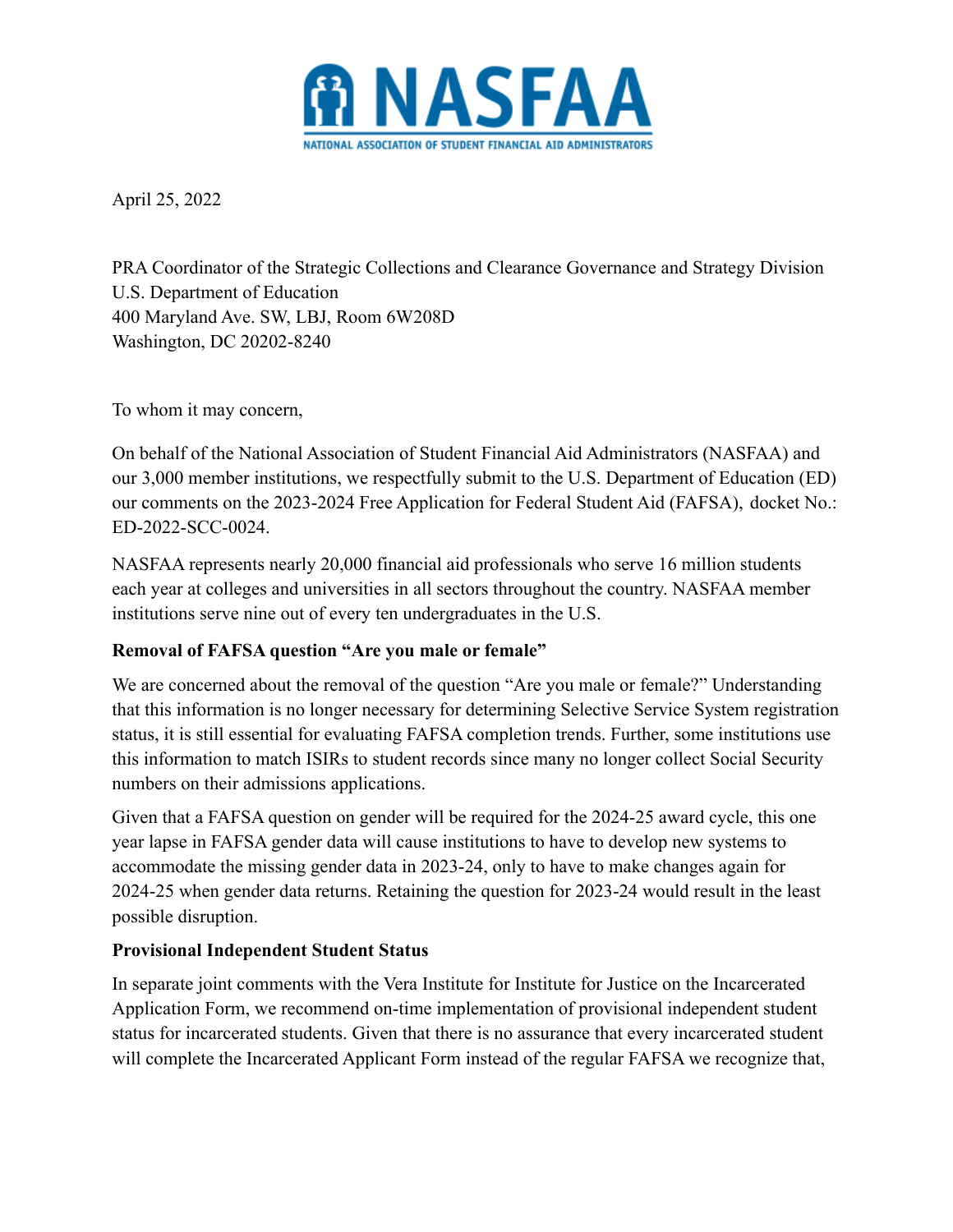# NASFAA

NATIONAL ASSOCIATION OF STUDENT FINANCIAL AID ADMINISTRATORS

April 25, 2022

PRA Coordinator of the Strategic Collections and Clearance Governance and Strategy Division
U.S. Department of Education
400 Maryland Ave. SW, LBJ, Room 6W208D
Washington, DC 20202-8240

To whom it may concern,

On behalf of the National Association of Student Financial Aid Administrators (NASFAA) and our 3,000 member institutions, we respectfully submit to the U.S. Department of Education (ED) our comments on the 2023-2024 Free Application for Federal Student Aid (FAFSA), docket No.: ED-2022-SCC-0024.

NASFAA represents nearly 20,000 financial aid professionals who serve 16 million students each year at colleges and universities in all sectors throughout the country. NASFAA member institutions serve nine out of every ten undergraduates in the U.S.

**Removal of FAFSA question "Are you male or female"**

We are concerned about the removal of the question "Are you male or female?" Understanding that this information is no longer necessary for determining Selective Service System registration status, it is still essential for evaluating FAFSA completion trends. Further, some institutions use this information to match ISIRs to student records since many no longer collect Social Security numbers on their admissions applications.

Given that a FAFSA question on gender will be required for the 2024-25 award cycle, this one year lapse in FAFSA gender data will cause institutions to have to develop new systems to accommodate the missing gender data in 2023-24, only to have to make changes again for 2024-25 when gender data returns. Retaining the question for 2023-24 would result in the least possible disruption.

**Provisional Independent Student Status**

In separate joint comments with the Vera Institute for Institute for Justice on the Incarcerated Application Form, we recommend on-time implementation of provisional independent student status for incarcerated students. Given that there is no assurance that every incarcerated student will complete the Incarcerated Applicant Form instead of the regular FAFSA we recognize that,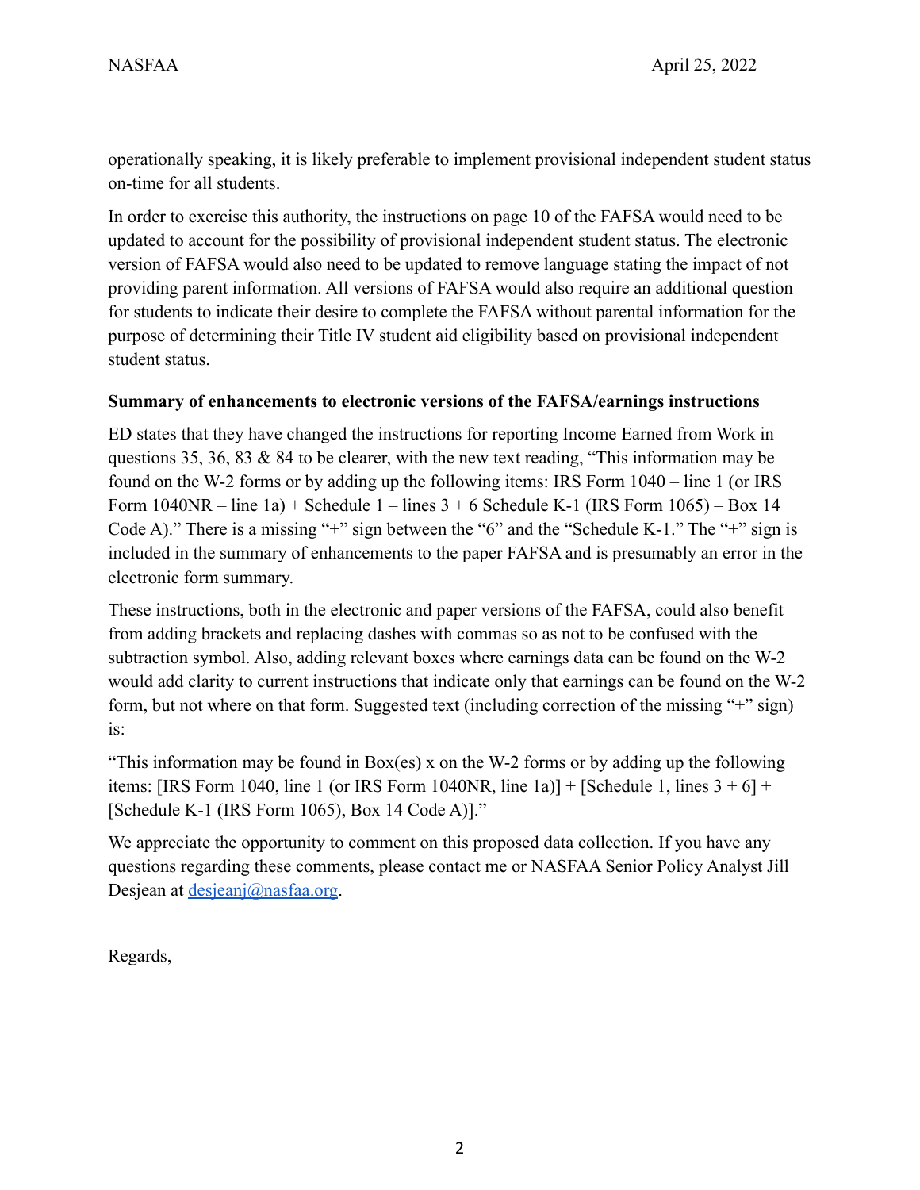operationally speaking, it is likely preferable to implement provisional independent student status on-time for all students.

In order to exercise this authority, the instructions on page 10 of the FAFSA would need to be updated to account for the possibility of provisional independent student status. The electronic version of FAFSA would also need to be updated to remove language stating the impact of not providing parent information. All versions of FAFSA would also require an additional question for students to indicate their desire to complete the FAFSA without parental information for the purpose of determining their Title IV student aid eligibility based on provisional independent student status.

**Summary of enhancements to electronic versions of the FAFSA/earnings instructions**

ED states that they have changed the instructions for reporting Income Earned from Work in questions 35, 36, 83 & 84 to be clearer, with the new text reading, "This information may be found on the W-2 forms or by adding up the following items: IRS Form 1040 – line 1 (or IRS Form 1040NR – line 1a) + Schedule 1 – lines 3 + 6 Schedule K-1 (IRS Form 1065) – Box 14 Code A)." There is a missing "+" sign between the "6" and the "Schedule K-1." The "+" sign is included in the summary of enhancements to the paper FAFSA and is presumably an error in the electronic form summary.

These instructions, both in the electronic and paper versions of the FAFSA, could also benefit from adding brackets and replacing dashes with commas so as not to be confused with the subtraction symbol. Also, adding relevant boxes where earnings data can be found on the W-2 would add clarity to current instructions that indicate only that earnings can be found on the W-2 form, but not where on that form. Suggested text (including correction of the missing "+" sign) is:

"This information may be found in Box(es) x on the W-2 forms or by adding up the following items: [IRS Form 1040, line 1 (or IRS Form 1040NR, line 1a)] + [Schedule 1, lines 3 + 6] + [Schedule K-1 (IRS Form 1065), Box 14 Code A)]."

We appreciate the opportunity to comment on this proposed data collection. If you have any questions regarding these comments, please contact me or NASFAA Senior Policy Analyst Jill Desjean at desjeanj@nasfaa.org.

Regards,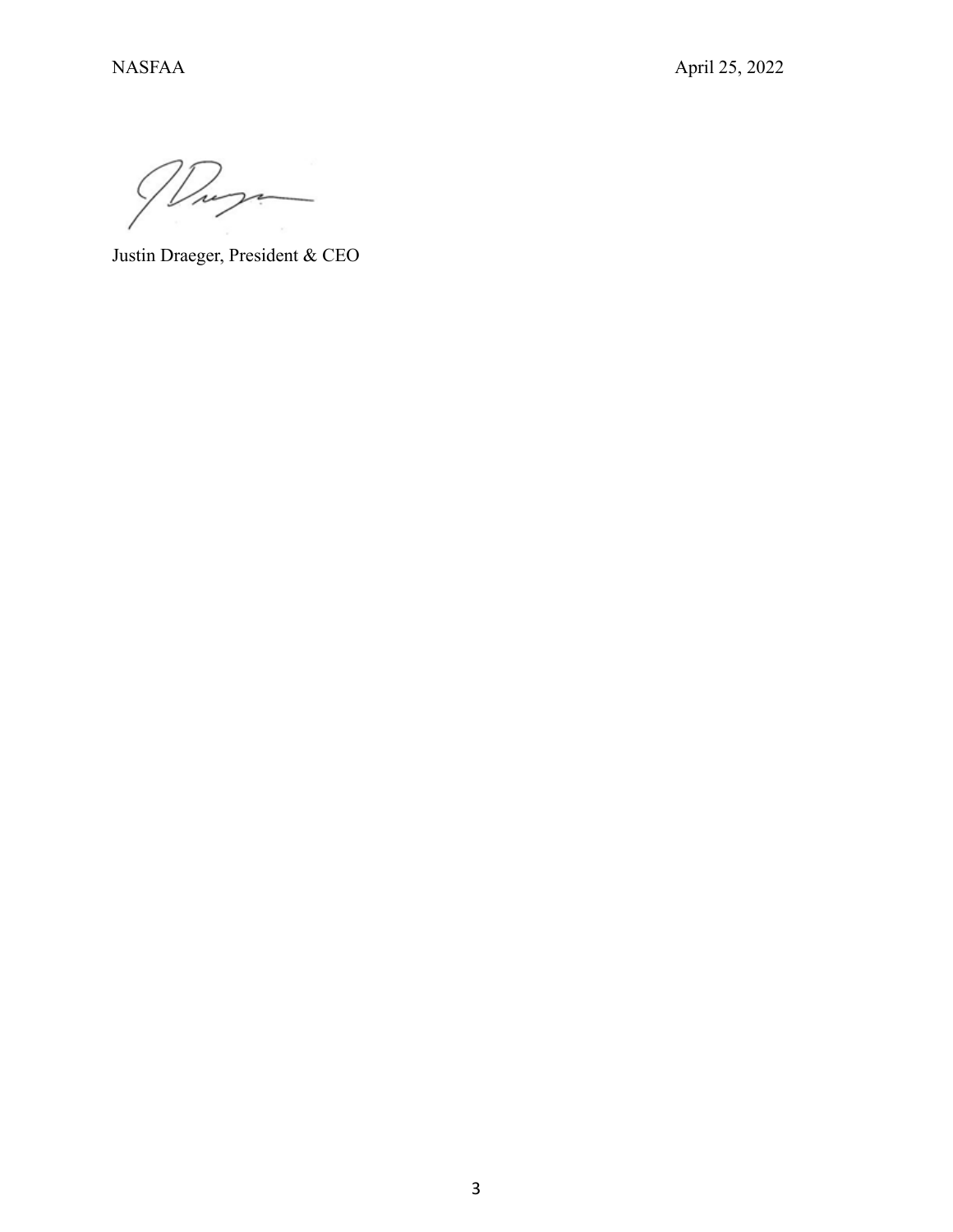Justin Draeger, President & CEO